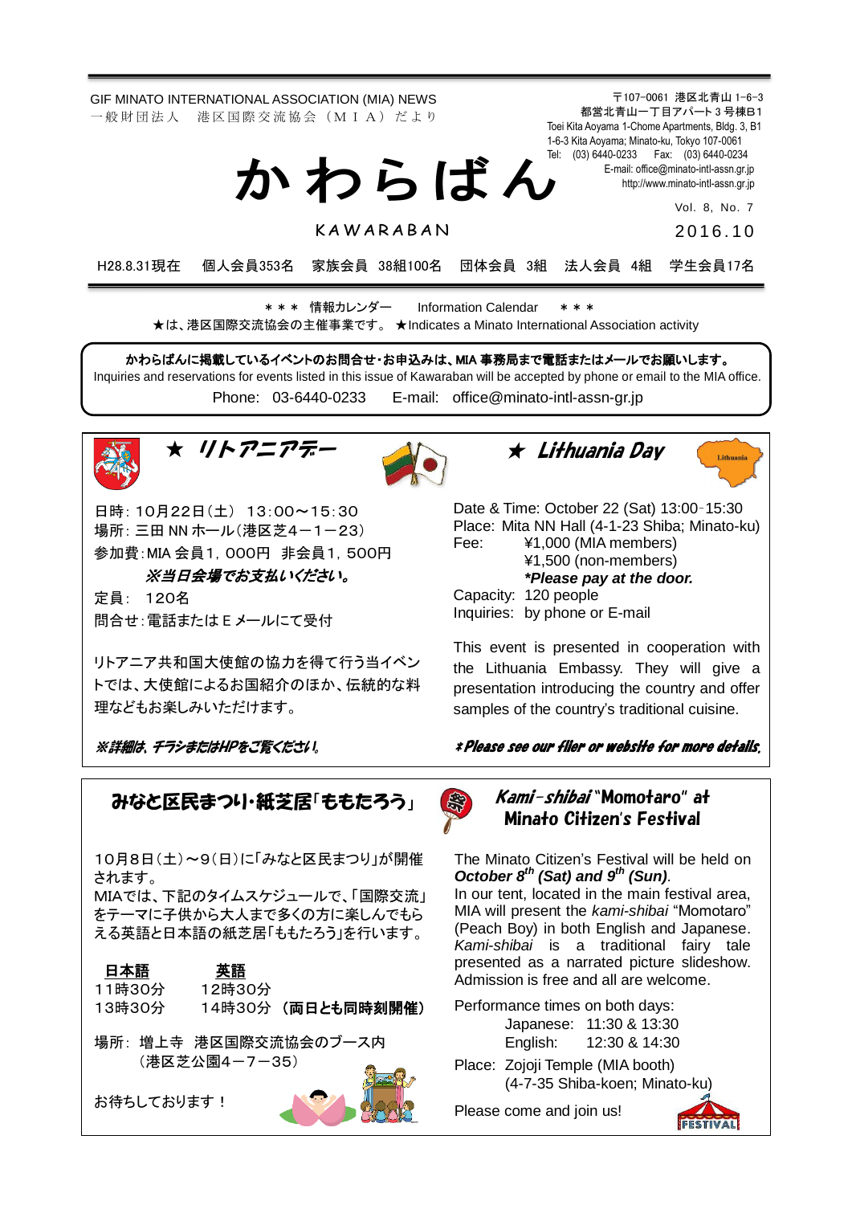GIF MINATO INTERNATIONAL ASSOCIATION (MIA) NEWS
一般財団法人　港区国際交流協会（ＭＩＡ）だより

〒107-0061 港区北青山 1-6-3
都営北青山一丁目アパート 3 号棟B1
Toei Kita Aoyama 1-Chome Apartments, Bldg. 3, B1
1-6-3 Kita Aoyama; Minato-ku, Tokyo 107-0061
Tel: (03) 6440-0233　Fax: (03) 6440-0234
E-mail: office@minato-intl-assn.gr.jp
http://www.minato-intl-assn.gr.jp

# かわらばん

KAWARABAN

Vol. 8, No. 7
2016.10

H28.8.31現在　個人会員353名　家族会員 38組100名　団体会員 3組　法人会員 4組　学生会員17名

＊＊＊ 情報カレンダー　Information Calendar ＊＊＊
★は、港区国際交流協会の主催事業です。 ★Indicates a Minato International Association activity

**かわらばんに掲載しているイベントのお問合せ･お申込みは、MIA 事務局まで電話またはメールでお願いします。**
Inquiries and reservations for events listed in this issue of Kawaraban will be accepted by phone or email to the MIA office.
Phone: 03-6440-0233　E-mail: office@minato-intl-assn-gr.jp

## ★ リトアニアデー

日時：10月22日（土） 13:00～15:30
場所：三田 NN ホール（港区芝4－1－23）
参加費：MIA 会員1，000円　非会員1，500円
***※当日会場でお支払いください。***
定員： 120名
問合せ：電話または E メールにて受付

リトアニア共和国大使館の協力を得て行う当イベントでは、大使館によるお国紹介のほか、伝統的な料理などもお楽しみいただけます。

***※詳細は、チラシまたはHPをご覧ください。***

## ★ Lithuania Day

Date & Time: October 22 (Sat) 13:00-15:30
Place: Mita NN Hall (4-1-23 Shiba; Minato-ku)
Fee: ¥1,000 (MIA members)
¥1,500 (non-members)
***\*Please pay at the door.***
Capacity: 120 people
Inquiries: by phone or E-mail

This event is presented in cooperation with the Lithuania Embassy. They will give a presentation introducing the country and offer samples of the country's traditional cuisine.

***\*Please see our flier or website for more details.***

## みなと区民まつり･紙芝居「ももたろう」

10月8日（土）～9（日）に「みなと区民まつり」が開催されます。
MIAでは、下記のタイムスケジュールで、「国際交流」をテーマに子供から大人まで多くの方に楽しんでもらえる英語と日本語の紙芝居「ももたろう」を行います。

| 日本語 | 英語 |
|---|---|
| 11時30分 | 12時30分 |
| 13時30分 | 14時30分 **（両日とも同時刻開催）** |

場所：増上寺　港区国際交流協会のブース内
（港区芝公園4－7－35）

お待ちしております！

## *Kami-shibai* "Momotaro" at Minato Citizen's Festival

The Minato Citizen's Festival will be held on ***October 8th (Sat) and 9th (Sun)***.
In our tent, located in the main festival area, MIA will present the *kami-shibai* "Momotaro" (Peach Boy) in both English and Japanese. *Kami-shibai* is a traditional fairy tale presented as a narrated picture slideshow. Admission is free and all are welcome.

Performance times on both days:
Japanese: 11:30 & 13:30
English: 12:30 & 14:30

Place: Zojoji Temple (MIA booth)
(4-7-35 Shiba-koen; Minato-ku)

Please come and join us!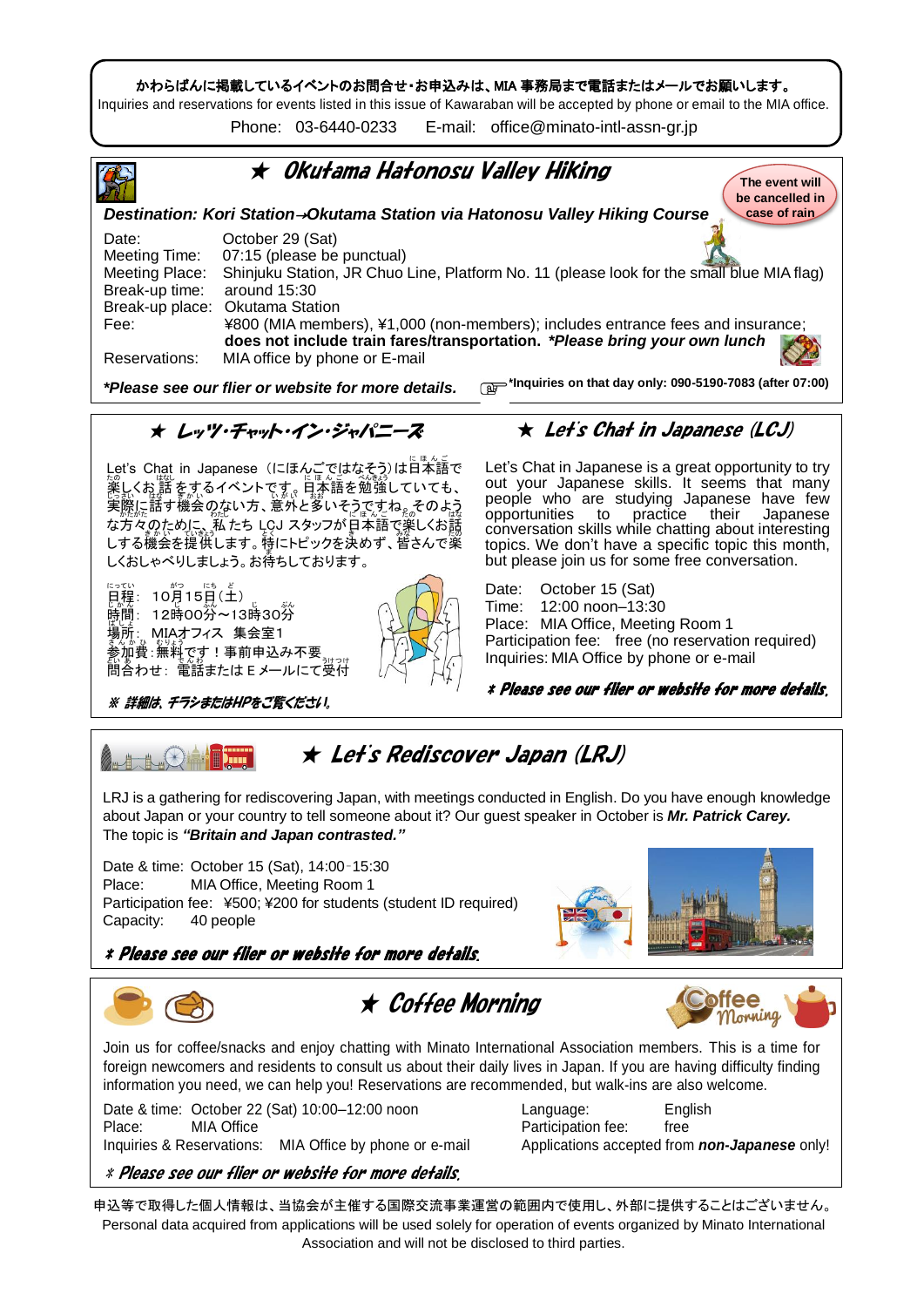かわらばんに掲載しているイベントのお問合せ・お申込みは、MIA 事務局まで電話またはメールでお願いします。
Inquiries and reservations for events listed in this issue of Kawaraban will be accepted by phone or email to the MIA office.
Phone: 03-6440-0233 E-mail: office@minato-intl-assn-gr.jp

## ★ Okutama Hatonosu Valley Hiking

The event will be cancelled in case of rain

***Destination: Kori Station→Okutama Station via Hatonosu Valley Hiking Course***

Date: October 29 (Sat)
Meeting Time: 07:15 (please be punctual)
Meeting Place: Shinjuku Station, JR Chuo Line, Platform No. 11 (please look for the small blue MIA flag)
Break-up time: around 15:30
Break-up place: Okutama Station
Fee: ¥800 (MIA members), ¥1,000 (non-members); includes entrance fees and insurance; **does not include train fares/transportation. *Please bring your own lunch***
Reservations: MIA office by phone or E-mail

***Please see our flier or website for more details.***

**\*Inquiries on that day only: 090-5190-7083 (after 07:00)**

## ★ レッツ・チャット・イン・ジャパニーズ

Let's Chat in Japanese（にほんごではなそう）は日本語で楽しくお話をするイベントです。日本語を勉強していても、実際に話す機会のない方、意外と多いそうですね。そのような方々のために、私たち LCJ スタッフが日本語で楽しくお話しする機会を提供します。特にトピックを決めず、皆さんで楽しくおしゃべりしましょう。お待ちしております。

日程：10月15日（土）
時間：12時00分～13時30分
場所：MIAオフィス 集会室1
参加費：無料です！事前申込み不要
問合わせ：電話またはＥメールにて受付

※ 詳細は、チラシまたはHPをご覧ください。

## ★ Let's Chat in Japanese (LCJ)

Let's Chat in Japanese is a great opportunity to try out your Japanese skills. It seems that many people who are studying Japanese have few opportunities to practice their Japanese conversation skills while chatting about interesting topics. We don't have a specific topic this month, but please join us for some free conversation.

Date: October 15 (Sat)
Time: 12:00 noon–13:30
Place: MIA Office, Meeting Room 1
Participation fee: free (no reservation required)
Inquiries: MIA Office by phone or e-mail

*** Please see our flier or website for more details.***

## ★ Let's Rediscover Japan (LRJ)

LRJ is a gathering for rediscovering Japan, with meetings conducted in English. Do you have enough knowledge about Japan or your country to tell someone about it? Our guest speaker in October is ***Mr. Patrick Carey.*** The topic is ***"Britain and Japan contrasted."***

Date & time: October 15 (Sat), 14:00‐15:30
Place: MIA Office, Meeting Room 1
Participation fee: ¥500; ¥200 for students (student ID required)
Capacity: 40 people

*** Please see our flier or website for more details.***

## ★ Coffee Morning

Join us for coffee/snacks and enjoy chatting with Minato International Association members. This is a time for foreign newcomers and residents to consult us about their daily lives in Japan. If you are having difficulty finding information you need, we can help you! Reservations are recommended, but walk-ins are also welcome.

Date & time: October 22 (Sat) 10:00–12:00 noon
Place: MIA Office
Inquiries & Reservations: MIA Office by phone or e-mail
Language: English
Participation fee: free
Applications accepted from ***non-Japanese*** only!

** Please see our flier or website for more details.*

申込等で取得した個人情報は、当協会が主催する国際交流事業運営の範囲内で使用し、外部に提供することはございません。
Personal data acquired from applications will be used solely for operation of events organized by Minato International Association and will not be disclosed to third parties.